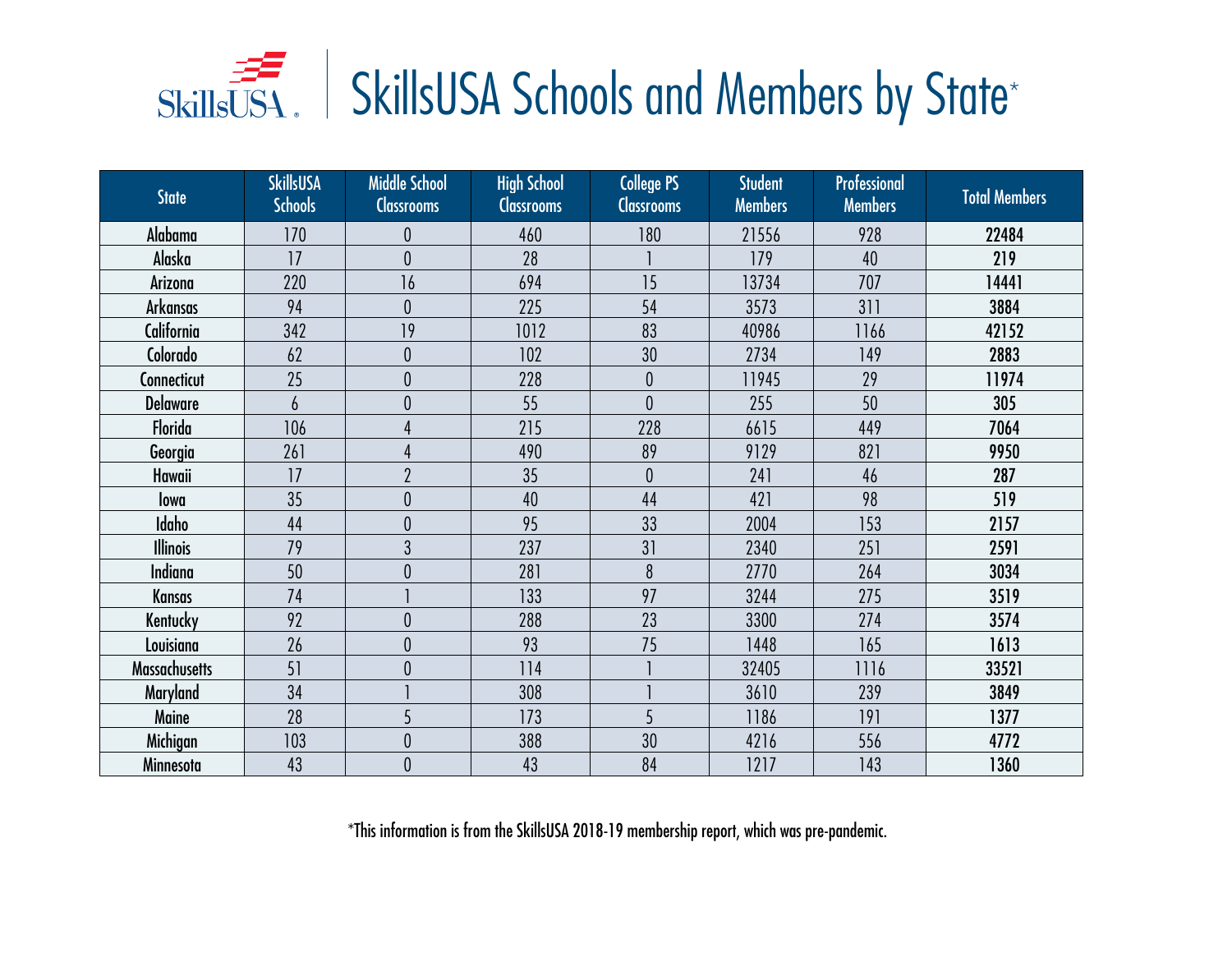# SkillsUSA Schools and Members by State*

| State | SkillsUSA Schools | Middle School Classrooms | High School Classrooms | College PS Classrooms | Student Members | Professional Members | Total Members |
|---|---|---|---|---|---|---|---|
| Alabama | 170 | 0 | 460 | 180 | 21556 | 928 | **22484** |
| Alaska | 17 | 0 | 28 | 1 | 179 | 40 | **219** |
| Arizona | 220 | 16 | 694 | 15 | 13734 | 707 | **14441** |
| Arkansas | 94 | 0 | 225 | 54 | 3573 | 311 | **3884** |
| California | 342 | 19 | 1012 | 83 | 40986 | 1166 | **42152** |
| Colorado | 62 | 0 | 102 | 30 | 2734 | 149 | **2883** |
| Connecticut | 25 | 0 | 228 | 0 | 11945 | 29 | **11974** |
| Delaware | 6 | 0 | 55 | 0 | 255 | 50 | **305** |
| Florida | 106 | 4 | 215 | 228 | 6615 | 449 | **7064** |
| Georgia | 261 | 4 | 490 | 89 | 9129 | 821 | **9950** |
| Hawaii | 17 | 2 | 35 | 0 | 241 | 46 | **287** |
| Iowa | 35 | 0 | 40 | 44 | 421 | 98 | **519** |
| Idaho | 44 | 0 | 95 | 33 | 2004 | 153 | **2157** |
| Illinois | 79 | 3 | 237 | 31 | 2340 | 251 | **2591** |
| Indiana | 50 | 0 | 281 | 8 | 2770 | 264 | **3034** |
| Kansas | 74 | 1 | 133 | 97 | 3244 | 275 | **3519** |
| Kentucky | 92 | 0 | 288 | 23 | 3300 | 274 | **3574** |
| Louisiana | 26 | 0 | 93 | 75 | 1448 | 165 | **1613** |
| Massachusetts | 51 | 0 | 114 | 1 | 32405 | 1116 | **33521** |
| Maryland | 34 | 1 | 308 | 1 | 3610 | 239 | **3849** |
| Maine | 28 | 5 | 173 | 5 | 1186 | 191 | **1377** |
| Michigan | 103 | 0 | 388 | 30 | 4216 | 556 | **4772** |
| Minnesota | 43 | 0 | 43 | 84 | 1217 | 143 | **1360** |

*This information is from the SkillsUSA 2018-19 membership report, which was pre-pandemic.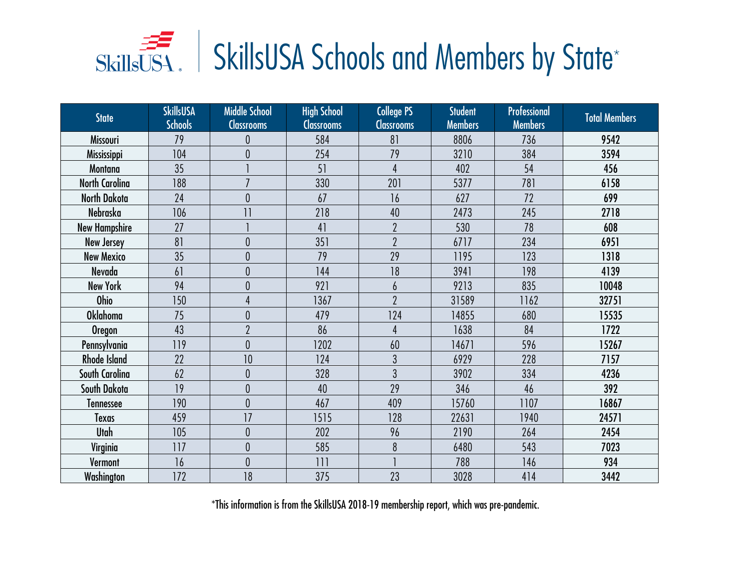# SkillsUSA Schools and Members by State*

| State | SkillsUSA Schools | Middle School Classrooms | High School Classrooms | College PS Classrooms | Student Members | Professional Members | Total Members |
|---|---|---|---|---|---|---|---|
| Missouri | 79 | 0 | 584 | 81 | 8806 | 736 | **9542** |
| Mississippi | 104 | 0 | 254 | 79 | 3210 | 384 | **3594** |
| Montana | 35 | 1 | 51 | 4 | 402 | 54 | **456** |
| North Carolina | 188 | 7 | 330 | 201 | 5377 | 781 | **6158** |
| North Dakota | 24 | 0 | 67 | 16 | 627 | 72 | **699** |
| Nebraska | 106 | 11 | 218 | 40 | 2473 | 245 | **2718** |
| New Hampshire | 27 | 1 | 41 | 2 | 530 | 78 | **608** |
| New Jersey | 81 | 0 | 351 | 2 | 6717 | 234 | **6951** |
| New Mexico | 35 | 0 | 79 | 29 | 1195 | 123 | **1318** |
| Nevada | 61 | 0 | 144 | 18 | 3941 | 198 | **4139** |
| New York | 94 | 0 | 921 | 6 | 9213 | 835 | **10048** |
| Ohio | 150 | 4 | 1367 | 2 | 31589 | 1162 | **32751** |
| Oklahoma | 75 | 0 | 479 | 124 | 14855 | 680 | **15535** |
| Oregon | 43 | 2 | 86 | 4 | 1638 | 84 | **1722** |
| Pennsylvania | 119 | 0 | 1202 | 60 | 14671 | 596 | **15267** |
| Rhode Island | 22 | 10 | 124 | 3 | 6929 | 228 | **7157** |
| South Carolina | 62 | 0 | 328 | 3 | 3902 | 334 | **4236** |
| South Dakota | 19 | 0 | 40 | 29 | 346 | 46 | **392** |
| Tennessee | 190 | 0 | 467 | 409 | 15760 | 1107 | **16867** |
| Texas | 459 | 17 | 1515 | 128 | 22631 | 1940 | **24571** |
| Utah | 105 | 0 | 202 | 96 | 2190 | 264 | **2454** |
| Virginia | 117 | 0 | 585 | 8 | 6480 | 543 | **7023** |
| Vermont | 16 | 0 | 111 | 1 | 788 | 146 | **934** |
| Washington | 172 | 18 | 375 | 23 | 3028 | 414 | **3442** |

*This information is from the SkillsUSA 2018-19 membership report, which was pre-pandemic.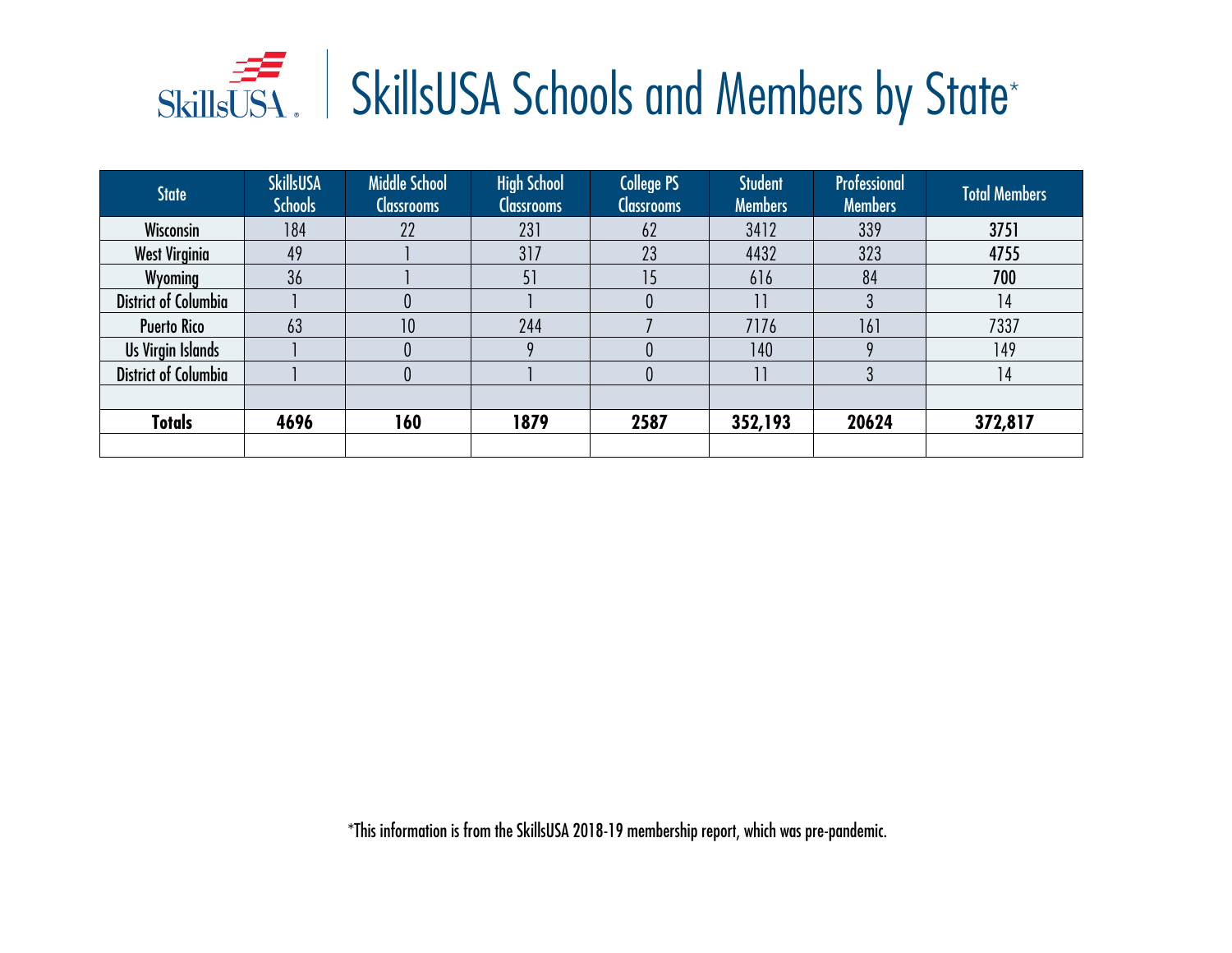# SkillsUSA Schools and Members by State*

| State | SkillsUSA Schools | Middle School Classrooms | High School Classrooms | College PS Classrooms | Student Members | Professional Members | Total Members |
|---|---|---|---|---|---|---|---|
| Wisconsin | 184 | 22 | 231 | 62 | 3412 | 339 | **3751** |
| West Virginia | 49 | 1 | 317 | 23 | 4432 | 323 | **4755** |
| Wyoming | 36 | 1 | 51 | 15 | 616 | 84 | **700** |
| District of Columbia | 1 | 0 | 1 | 0 | 11 | 3 | 14 |
| Puerto Rico | 63 | 10 | 244 | 7 | 7176 | 161 | 7337 |
| Us Virgin Islands | 1 | 0 | 9 | 0 | 140 | 9 | 149 |
| District of Columbia | 1 | 0 | 1 | 0 | 11 | 3 | 14 |
| | | | | | | | |
| **Totals** | **4696** | **160** | **1879** | **2587** | **352,193** | **20624** | **372,817** |
| | | | | | | | |

*This information is from the SkillsUSA 2018-19 membership report, which was pre-pandemic.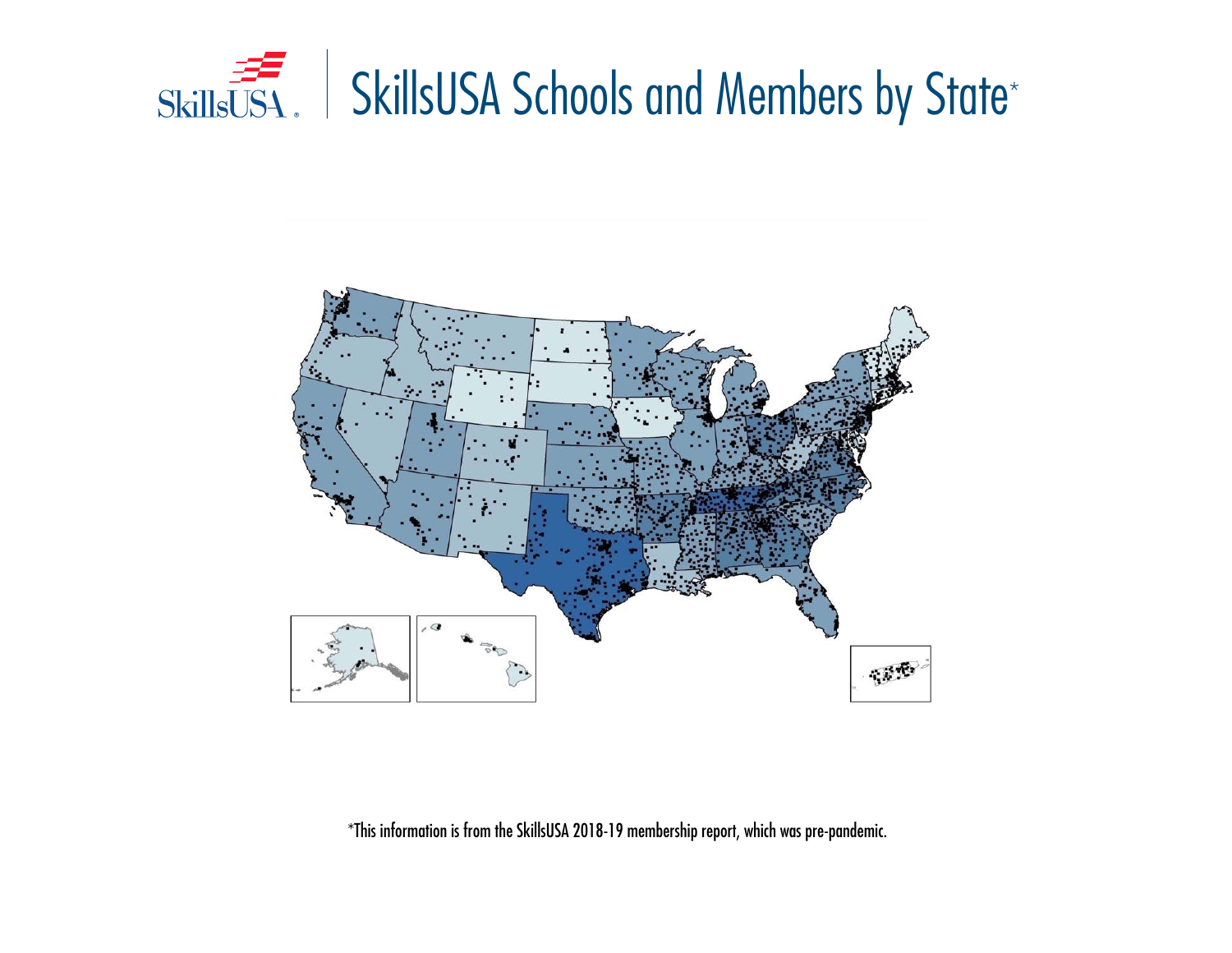# SkillsUSA Schools and Members by State*

*This information is from the SkillsUSA 2018-19 membership report, which was pre-pandemic.